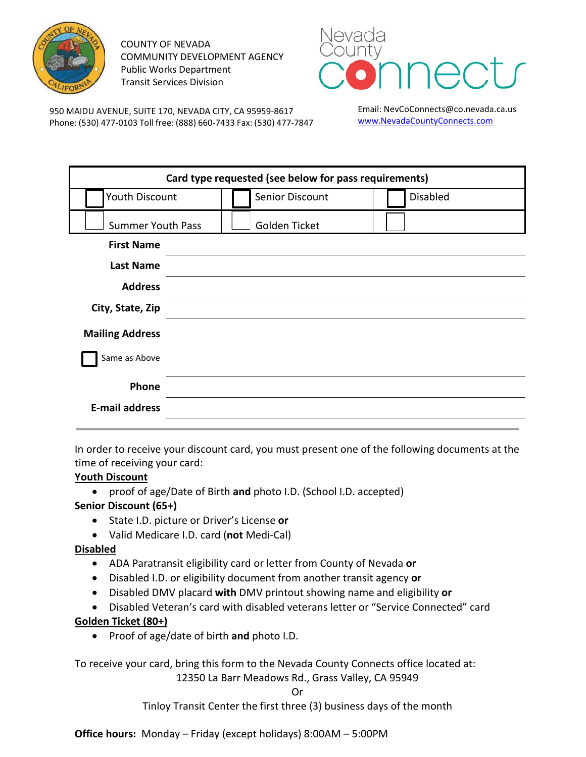COUNTY OF NEVADA
COMMUNITY DEVELOPMENT AGENCY
Public Works Department
Transit Services Division

Nevada County connects

950 MAIDU AVENUE, SUITE 170, NEVADA CITY, CA 95959-8617
Phone: (530) 477-0103 Toll free: (888) 660-7433 Fax: (530) 477-7847

Email: NevCoConnects@co.nevada.ca.us
www.NevadaCountyConnects.com

| Card type requested (see below for pass requirements) | | |
|---|---|---|
| ☐ Youth Discount | ☐ Senior Discount | ☐ Disabled |
| ☐ Summer Youth Pass | ☐ Golden Ticket | ☐ |

**First Name** ______________________________

**Last Name** ______________________________

**Address** ______________________________

**City, State, Zip** ______________________________

**Mailing Address**

☐ Same as Above ______________________________

**Phone** ______________________________

**E-mail address** ______________________________

---

In order to receive your discount card, you must present one of the following documents at the time of receiving your card:

**Youth Discount**

- proof of age/Date of Birth **and** photo I.D. (School I.D. accepted)

**Senior Discount (65+)**

- State I.D. picture or Driver's License **or**
- Valid Medicare I.D. card (**not** Medi-Cal)

**Disabled**

- ADA Paratransit eligibility card or letter from County of Nevada **or**
- Disabled I.D. or eligibility document from another transit agency **or**
- Disabled DMV placard **with** DMV printout showing name and eligibility **or**
- Disabled Veteran's card with disabled veterans letter or "Service Connected" card

**Golden Ticket (80+)**

- Proof of age/date of birth **and** photo I.D.

To receive your card, bring this form to the Nevada County Connects office located at:

12350 La Barr Meadows Rd., Grass Valley, CA 95949

Or

Tinloy Transit Center the first three (3) business days of the month

**Office hours:** Monday – Friday (except holidays) 8:00AM – 5:00PM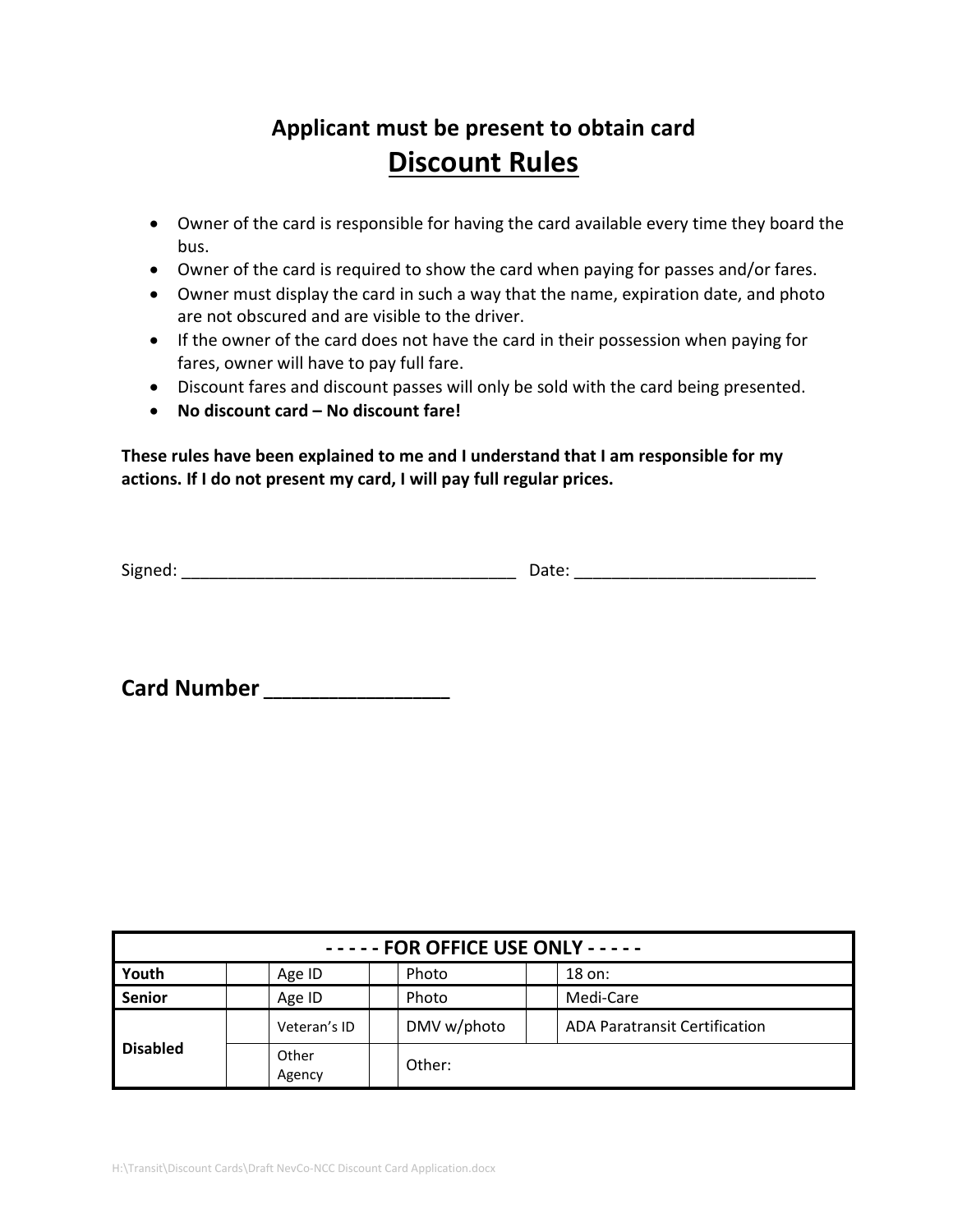**Applicant must be present to obtain card**

# Discount Rules

- Owner of the card is responsible for having the card available every time they board the bus.
- Owner of the card is required to show the card when paying for passes and/or fares.
- Owner must display the card in such a way that the name, expiration date, and photo are not obscured and are visible to the driver.
- If the owner of the card does not have the card in their possession when paying for fares, owner will have to pay full fare.
- Discount fares and discount passes will only be sold with the card being presented.
- **No discount card – No discount fare!**

**These rules have been explained to me and I understand that I am responsible for my actions. If I do not present my card, I will pay full regular prices.**

Signed: ____________________________________ Date: __________________________

**Card Number ________________**

| - - - - - FOR OFFICE USE ONLY - - - - - | | | | | | |
|---|---|---|---|---|---|---|
| **Youth** | | Age ID | | Photo | | 18 on: |
| **Senior** | | Age ID | | Photo | | Medi-Care |
| **Disabled** | | Veteran's ID | | DMV w/photo | | ADA Paratransit Certification |
| | | Other Agency | | Other: | | |

H:\Transit\Discount Cards\Draft NevCo-NCC Discount Card Application.docx